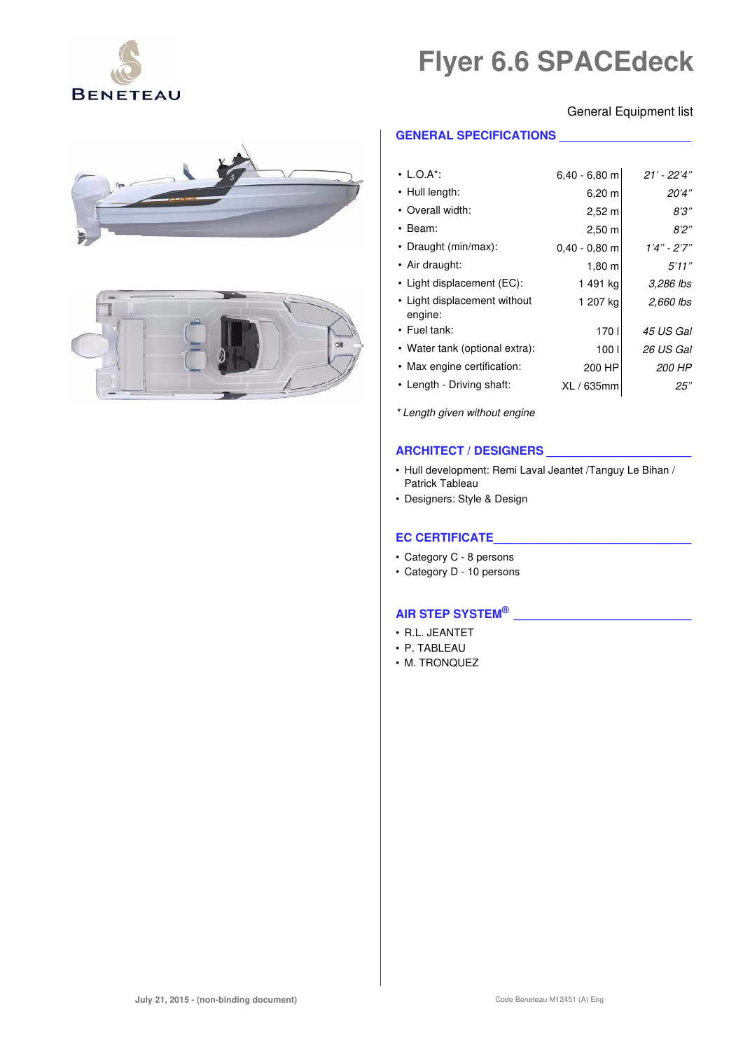# Flyer 6.6 SPACEdeck

General Equipment list

## GENERAL SPECIFICATIONS

| | | |
|---|---|---|
| • L.O.A*: | 6,40 - 6,80 m | *21' - 22'4"* |
| • Hull length: | 6,20 m | *20'4"* |
| • Overall width: | 2,52 m | *8'3"* |
| • Beam: | 2,50 m | *8'2"* |
| • Draught (min/max): | 0,40 - 0,80 m | *1'4" - 2'7"* |
| • Air draught: | 1,80 m | *5'11"* |
| • Light displacement (EC): | 1 491 kg | *3,286 lbs* |
| • Light displacement without engine: | 1 207 kg | *2,660 lbs* |
| • Fuel tank: | 170 l | *45 US Gal* |
| • Water tank (optional extra): | 100 l | *26 US Gal* |
| • Max engine certification: | 200 HP | *200 HP* |
| • Length - Driving shaft: | XL / 635mm | *25"* |

*\* Length given without engine*

## ARCHITECT / DESIGNERS

- Hull development: Remi Laval Jeantet /Tanguy Le Bihan / Patrick Tableau
- Designers: Style & Design

## EC CERTIFICATE

- Category C - 8 persons
- Category D - 10 persons

## AIR STEP SYSTEM®

- R.L. JEANTET
- P. TABLEAU
- M. TRONQUEZ

July 21, 2015 - (non-binding document)

Code Beneteau M12451 (A) Eng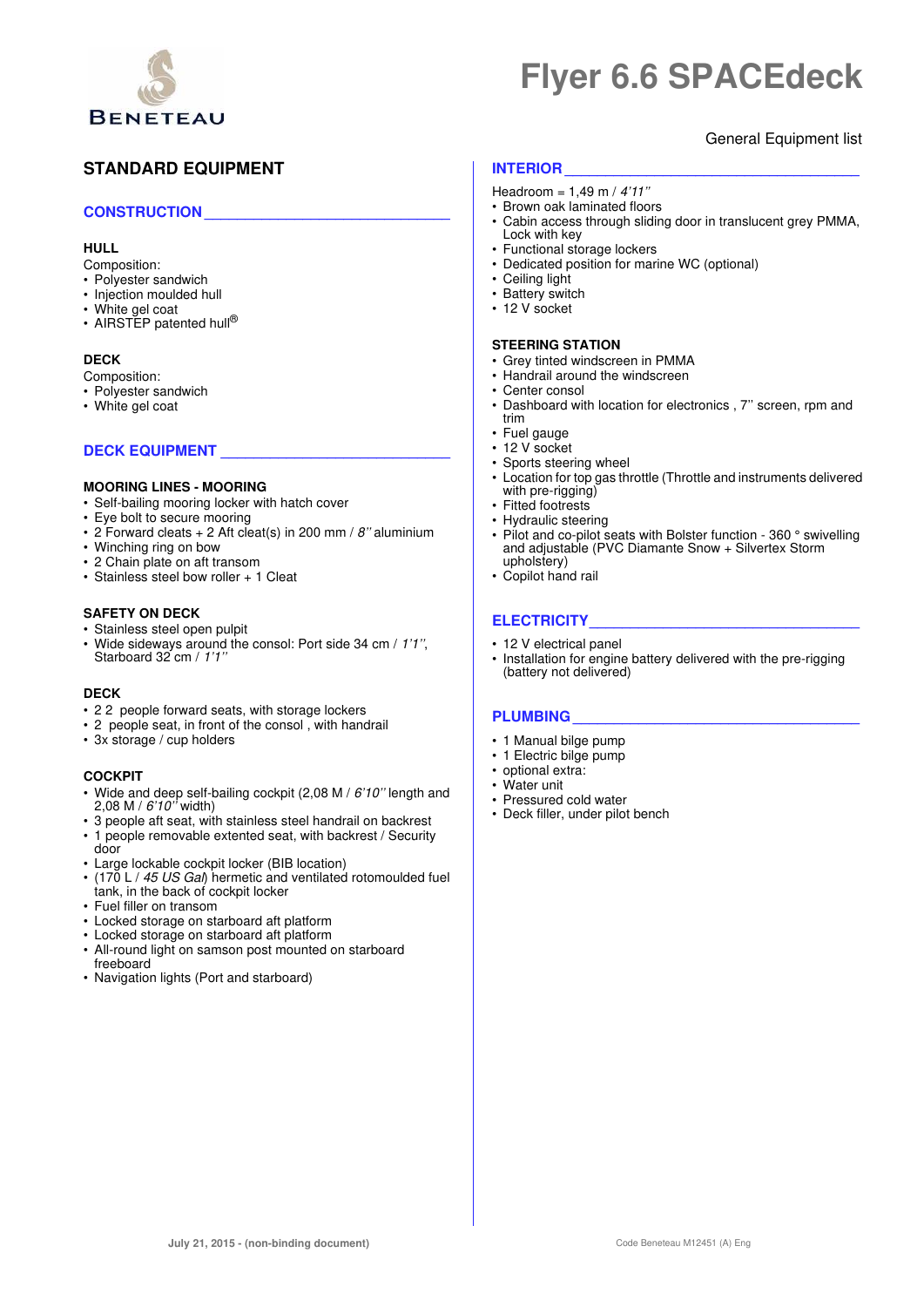BENETEAU

# Flyer 6.6 SPACEdeck

General Equipment list

## STANDARD EQUIPMENT

### CONSTRUCTION

**HULL**

Composition:
- Polyester sandwich
- Injection moulded hull
- White gel coat
- AIRSTEP patented hull®

**DECK**

Composition:
- Polyester sandwich
- White gel coat

### DECK EQUIPMENT

**MOORING LINES - MOORING**
- Self-bailing mooring locker with hatch cover
- Eye bolt to secure mooring
- 2 Forward cleats + 2 Aft cleat(s) in 200 mm / *8''* aluminium
- Winching ring on bow
- 2 Chain plate on aft transom
- Stainless steel bow roller + 1 Cleat

**SAFETY ON DECK**
- Stainless steel open pulpit
- Wide sideways around the consol: Port side 34 cm / *1'1''*, Starboard 32 cm / *1'1''*

**DECK**
- 2 2 people forward seats, with storage lockers
- 2 people seat, in front of the consol , with handrail
- 3x storage / cup holders

**COCKPIT**
- Wide and deep self-bailing cockpit (2,08 M / *6'10''* length and 2,08 M / *6'10''* width)
- 3 people aft seat, with stainless steel handrail on backrest
- 1 people removable extented seat, with backrest / Security door
- Large lockable cockpit locker (BIB location)
- (170 L / *45 US Gal*) hermetic and ventilated rotomoulded fuel tank, in the back of cockpit locker
- Fuel filler on transom
- Locked storage on starboard aft platform
- Locked storage on starboard aft platform
- All-round light on samson post mounted on starboard freeboard
- Navigation lights (Port and starboard)

### INTERIOR

Headroom = 1,49 m / *4'11''*
- Brown oak laminated floors
- Cabin access through sliding door in translucent grey PMMA, Lock with key
- Functional storage lockers
- Dedicated position for marine WC (optional)
- Ceiling light
- Battery switch
- 12 V socket

**STEERING STATION**
- Grey tinted windscreen in PMMA
- Handrail around the windscreen
- Center consol
- Dashboard with location for electronics , 7'' screen, rpm and trim
- Fuel gauge
- 12 V socket
- Sports steering wheel
- Location for top gas throttle (Throttle and instruments delivered with pre-rigging)
- Fitted footrests
- Hydraulic steering
- Pilot and co-pilot seats with Bolster function - 360 ° swivelling and adjustable (PVC Diamante Snow + Silvertex Storm upholstery)
- Copilot hand rail

### ELECTRICITY

- 12 V electrical panel
- Installation for engine battery delivered with the pre-rigging (battery not delivered)

### PLUMBING

- 1 Manual bilge pump
- 1 Electric bilge pump
- optional extra:
- Water unit
- Pressured cold water
- Deck filler, under pilot bench

July 21, 2015 - (non-binding document)

Code Beneteau M12451 (A) Eng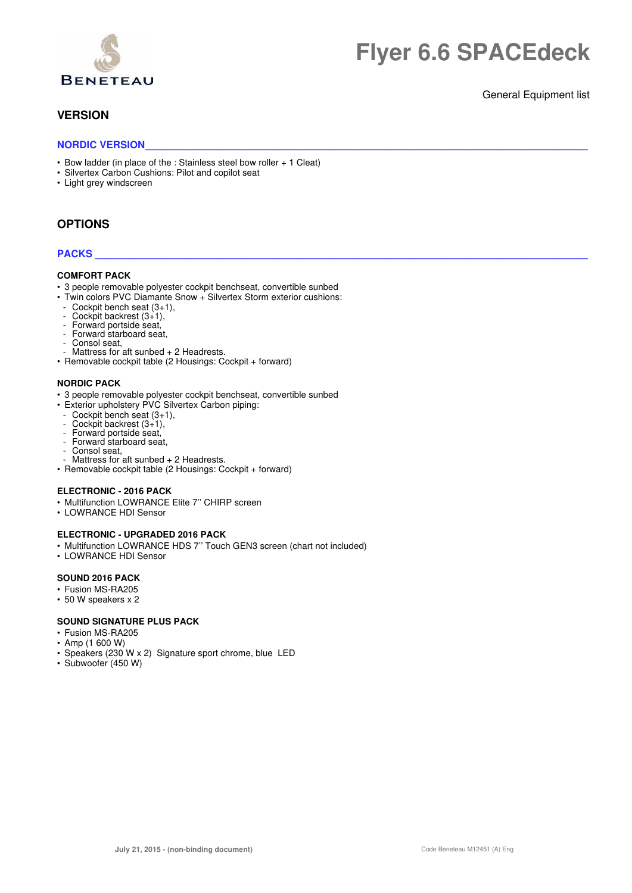# Flyer 6.6 SPACEdeck

General Equipment list

## VERSION

### NORDIC VERSION

- Bow ladder (in place of the : Stainless steel bow roller + 1 Cleat)
- Silvertex Carbon Cushions: Pilot and copilot seat
- Light grey windscreen

## OPTIONS

### PACKS

**COMFORT PACK**

- 3 people removable polyester cockpit benchseat, convertible sunbed
- Twin colors PVC Diamante Snow + Silvertex Storm exterior cushions:
  - Cockpit bench seat (3+1),
  - Cockpit backrest (3+1),
  - Forward portside seat,
  - Forward starboard seat,
  - Consol seat,
  - Mattress for aft sunbed + 2 Headrests.
- Removable cockpit table (2 Housings: Cockpit + forward)

**NORDIC PACK**

- 3 people removable polyester cockpit benchseat, convertible sunbed
- Exterior upholstery PVC Silvertex Carbon piping:
  - Cockpit bench seat (3+1),
  - Cockpit backrest (3+1),
  - Forward portside seat,
  - Forward starboard seat,
  - Consol seat,
  - Mattress for aft sunbed + 2 Headrests.
- Removable cockpit table (2 Housings: Cockpit + forward)

**ELECTRONIC - 2016 PACK**

- Multifunction LOWRANCE Elite 7'' CHIRP screen
- LOWRANCE HDI Sensor

**ELECTRONIC - UPGRADED 2016 PACK**

- Multifunction LOWRANCE HDS 7'' Touch GEN3 screen (chart not included)
- LOWRANCE HDI Sensor

**SOUND 2016 PACK**

- Fusion MS-RA205
- 50 W speakers x 2

**SOUND SIGNATURE PLUS PACK**

- Fusion MS-RA205
- Amp (1 600 W)
- Speakers (230 W x 2) Signature sport chrome, blue LED
- Subwoofer (450 W)

July 21, 2015 - (non-binding document)

Code Beneteau M12451 (A) Eng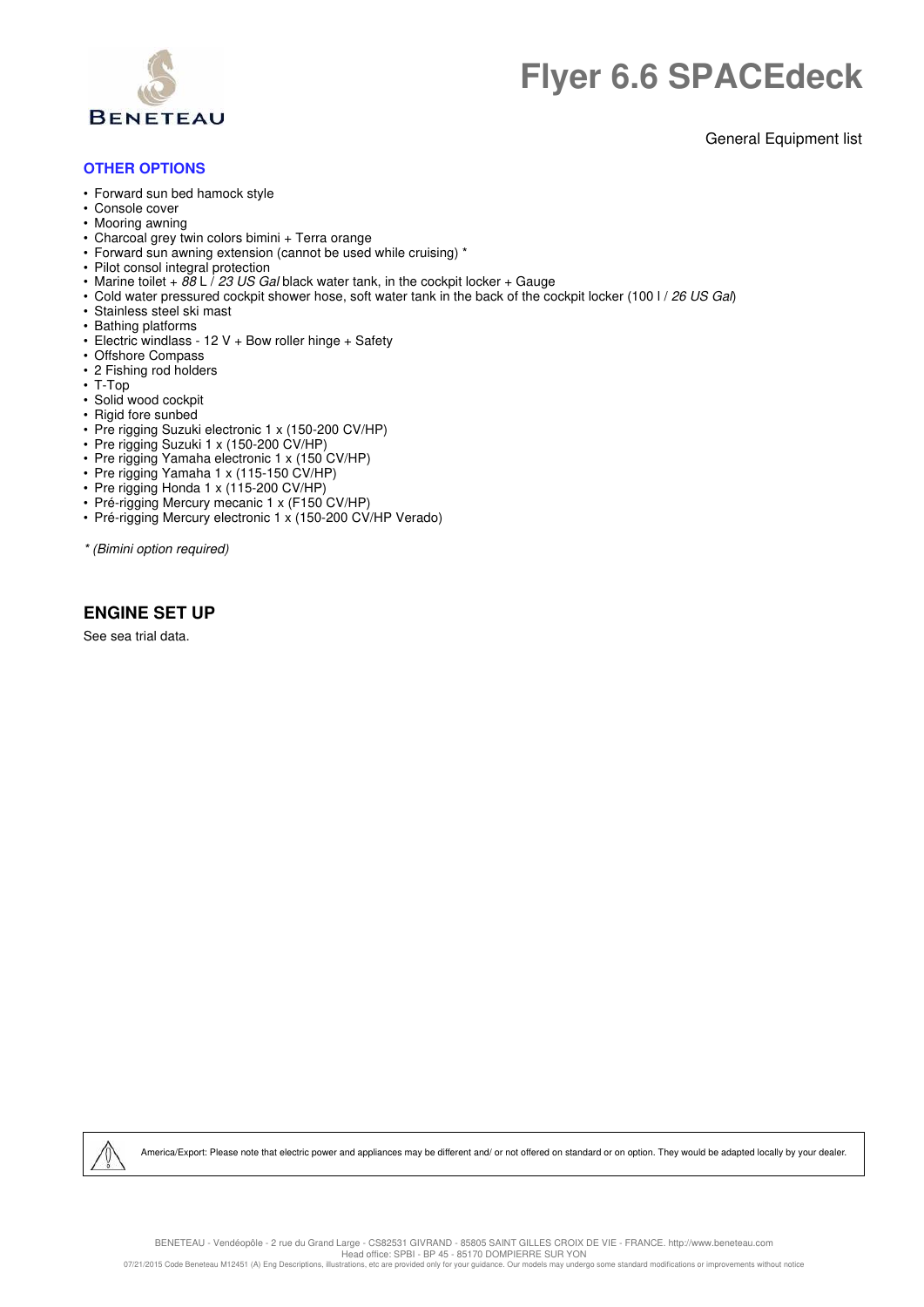# Flyer 6.6 SPACEdeck

General Equipment list

## OTHER OPTIONS

- Forward sun bed hamock style
- Console cover
- Mooring awning
- Charcoal grey twin colors bimini + Terra orange
- Forward sun awning extension (cannot be used while cruising) *
- Pilot consol integral protection
- Marine toilet + *88* L / *23 US Gal* black water tank, in the cockpit locker + Gauge
- Cold water pressured cockpit shower hose, soft water tank in the back of the cockpit locker (100 l / *26 US Gal*)
- Stainless steel ski mast
- Bathing platforms
- Electric windlass - 12 V + Bow roller hinge + Safety
- Offshore Compass
- 2 Fishing rod holders
- T-Top
- Solid wood cockpit
- Rigid fore sunbed
- Pre rigging Suzuki electronic 1 x (150-200 CV/HP)
- Pre rigging Suzuki 1 x (150-200 CV/HP)
- Pre rigging Yamaha electronic 1 x (150 CV/HP)
- Pre rigging Yamaha 1 x (115-150 CV/HP)
- Pre rigging Honda 1 x (115-200 CV/HP)
- Pré-rigging Mercury mecanic 1 x (F150 CV/HP)
- Pré-rigging Mercury electronic 1 x (150-200 CV/HP Verado)

*\* (Bimini option required)*

## ENGINE SET UP

See sea trial data.

America/Export: Please note that electric power and appliances may be different and/ or not offered on standard or on option. They would be adapted locally by your dealer.

BENETEAU - Vendéopôle - 2 rue du Grand Large - CS82531 GIVRAND - 85805 SAINT GILLES CROIX DE VIE - FRANCE. http://www.beneteau.com
Head office: SPBI - BP 45 - 85170 DOMPIERRE SUR YON
07/21/2015 Code Beneteau M12451 (A) Eng Descriptions, illustrations, etc are provided only for your guidance. Our models may undergo some standard modifications or improvements without notice